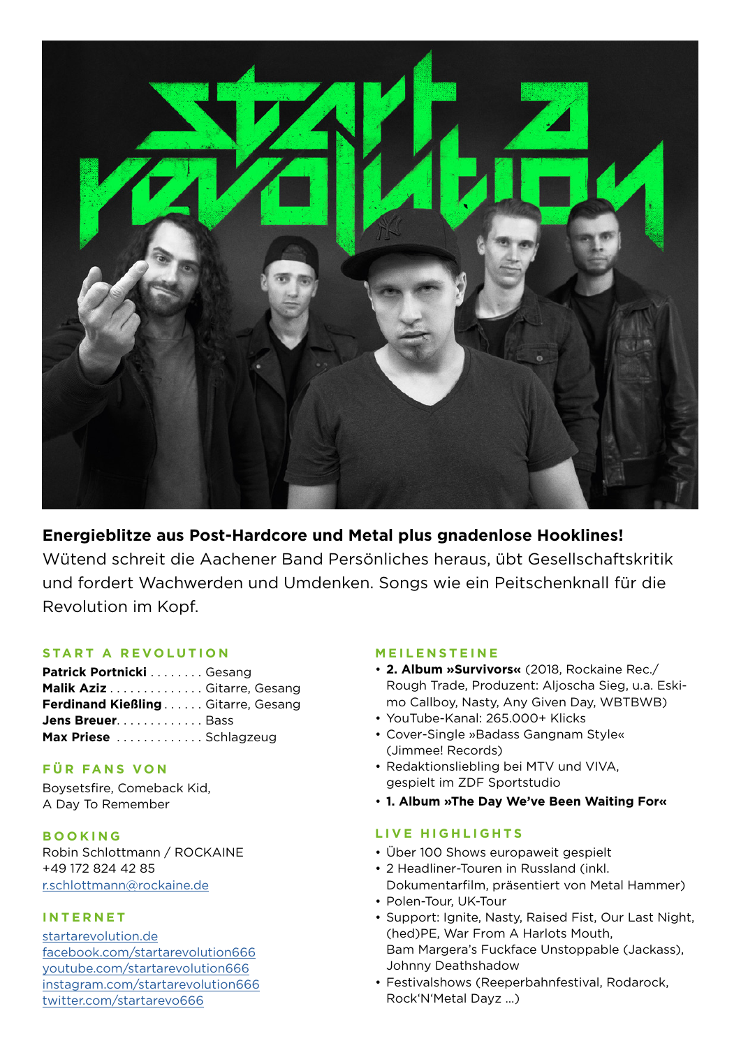**Energieblitze aus Post-Hardcore und Metal plus gnadenlose Hooklines!**
Wütend schreit die Aachener Band Persönliches heraus, übt Gesellschaftskritik und fordert Wachwerden und Umdenken. Songs wie ein Peitschenknall für die Revolution im Kopf.

## START A REVOLUTION

**Patrick Portnicki** . . . . . . . . Gesang
**Malik Aziz** . . . . . . . . . . . . . . Gitarre, Gesang
**Ferdinand Kießling** . . . . . . Gitarre, Gesang
**Jens Breuer**. . . . . . . . . . . . . Bass
**Max Priese** . . . . . . . . . . . . . Schlagzeug

## FÜR FANS VON

Boysetsfire, Comeback Kid,
A Day To Remember

## BOOKING

Robin Schlottmann / ROCKAINE
+49 172 824 42 85
r.schlottmann@rockaine.de

## INTERNET

startarevolution.de
facebook.com/startarevolution666
youtube.com/startarevolution666
instagram.com/startarevolution666
twitter.com/startarevo666

## MEILENSTEINE

- **2. Album »Survivors«** (2018, Rockaine Rec./ Rough Trade, Produzent: Aljoscha Sieg, u.a. Eskimo Callboy, Nasty, Any Given Day, WBTBWB)
- YouTube-Kanal: 265.000+ Klicks
- Cover-Single »Badass Gangnam Style« (Jimmee! Records)
- Redaktionsliebling bei MTV und VIVA, gespielt im ZDF Sportstudio
- **1. Album »The Day We've Been Waiting For«**

## LIVE HIGHLIGHTS

- Über 100 Shows europaweit gespielt
- 2 Headliner-Touren in Russland (inkl. Dokumentarfilm, präsentiert von Metal Hammer)
- Polen-Tour, UK-Tour
- Support: Ignite, Nasty, Raised Fist, Our Last Night, (hed)PE, War From A Harlots Mouth, Bam Margera's Fuckface Unstoppable (Jackass), Johnny Deathshadow
- Festivalshows (Reeperbahnfestival, Rodarock, Rock'N'Metal Dayz …)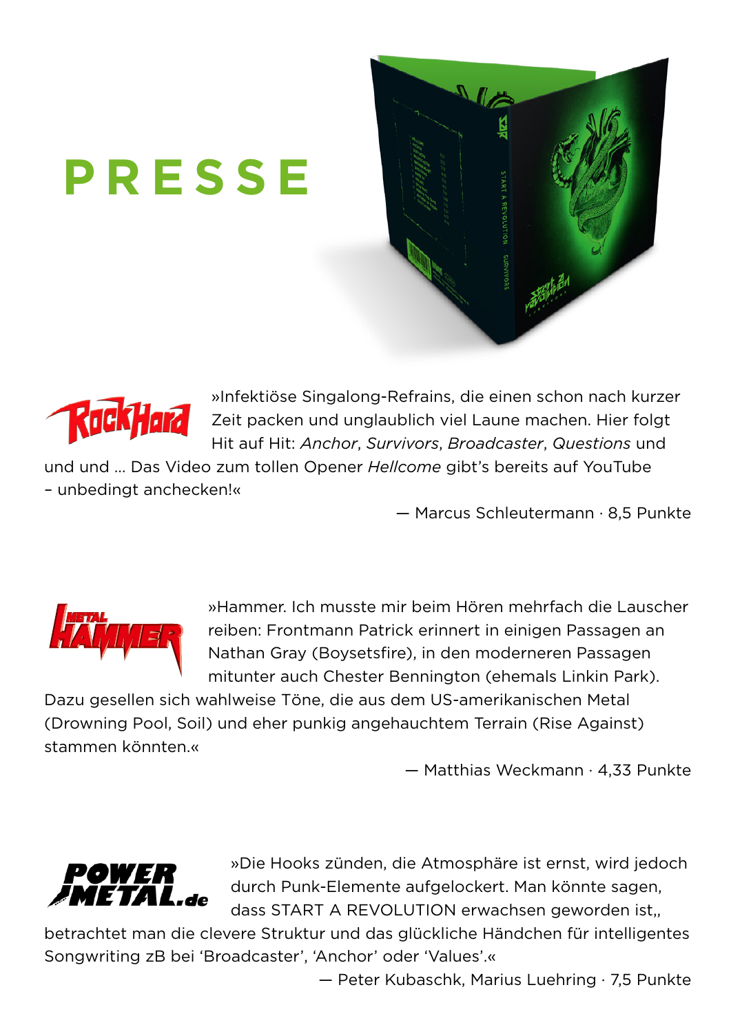# PRESSE

**Rock Hard**

»Infektiöse Singalong-Refrains, die einen schon nach kurzer Zeit packen und unglaublich viel Laune machen. Hier folgt Hit auf Hit: *Anchor*, *Survivors*, *Broadcaster*, *Questions* und und und ... Das Video zum tollen Opener *Hellcome* gibt's bereits auf YouTube – unbedingt anchecken!«

— Marcus Schleutermann · 8,5 Punkte

**Metal Hammer**

»Hammer. Ich musste mir beim Hören mehrfach die Lauscher reiben: Frontmann Patrick erinnert in einigen Passagen an Nathan Gray (Boysetsfire), in den moderneren Passagen mitunter auch Chester Bennington (ehemals Linkin Park). Dazu gesellen sich wahlweise Töne, die aus dem US-amerikanischen Metal (Drowning Pool, Soil) und eher punkig angehauchtem Terrain (Rise Against) stammen könnten.«

— Matthias Weckmann · 4,33 Punkte

**Power Metal.de**

»Die Hooks zünden, die Atmosphäre ist ernst, wird jedoch durch Punk-Elemente aufgelockert. Man könnte sagen, dass START A REVOLUTION erwachsen geworden ist,, betrachtet man die clevere Struktur und das glückliche Händchen für intelligentes Songwriting zB bei 'Broadcaster', 'Anchor' oder 'Values'.«

— Peter Kubaschk, Marius Luehring · 7,5 Punkte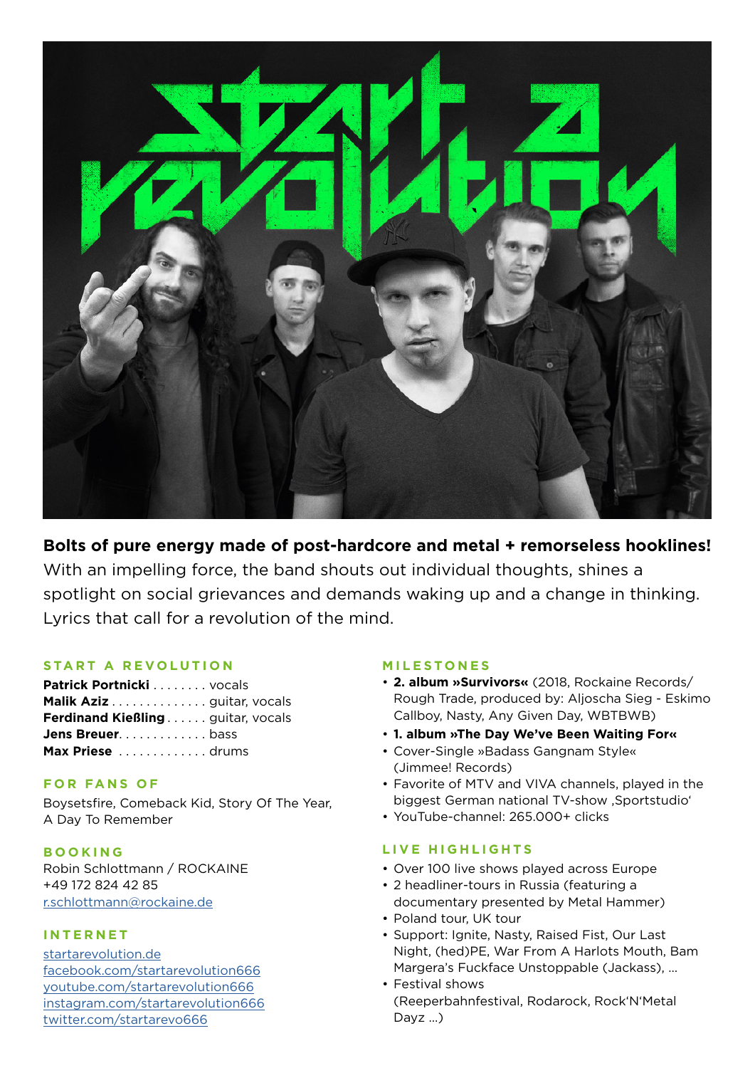**Bolts of pure energy made of post-hardcore and metal + remorseless hooklines!**
With an impelling force, the band shouts out individual thoughts, shines a spotlight on social grievances and demands waking up and a change in thinking. Lyrics that call for a revolution of the mind.

### START A REVOLUTION

**Patrick Portnicki** . . . . . . . . vocals
**Malik Aziz** . . . . . . . . . . . . . . guitar, vocals
**Ferdinand Kießling** . . . . . . guitar, vocals
**Jens Breuer**. . . . . . . . . . . . . bass
**Max Priese** . . . . . . . . . . . . . drums

### FOR FANS OF

Boysetsfire, Comeback Kid, Story Of The Year, A Day To Remember

### BOOKING

Robin Schlottmann / ROCKAINE
+49 172 824 42 85
r.schlottmann@rockaine.de

### INTERNET

startarevolution.de
facebook.com/startarevolution666
youtube.com/startarevolution666
instagram.com/startarevolution666
twitter.com/startarevo666

### MILESTONES

- **2. album »Survivors«** (2018, Rockaine Records/ Rough Trade, produced by: Aljoscha Sieg - Eskimo Callboy, Nasty, Any Given Day, WBTBWB)
- **1. album »The Day We've Been Waiting For«**
- Cover-Single »Badass Gangnam Style« (Jimmee! Records)
- Favorite of MTV and VIVA channels, played in the biggest German national TV-show ‚Sportstudio'
- YouTube-channel: 265.000+ clicks

### LIVE HIGHLIGHTS

- Over 100 live shows played across Europe
- 2 headliner-tours in Russia (featuring a documentary presented by Metal Hammer)
- Poland tour, UK tour
- Support: Ignite, Nasty, Raised Fist, Our Last Night, (hed)PE, War From A Harlots Mouth, Bam Margera's Fuckface Unstoppable (Jackass), ...
- Festival shows (Reeperbahnfestival, Rodarock, Rock'N'Metal Dayz ...)